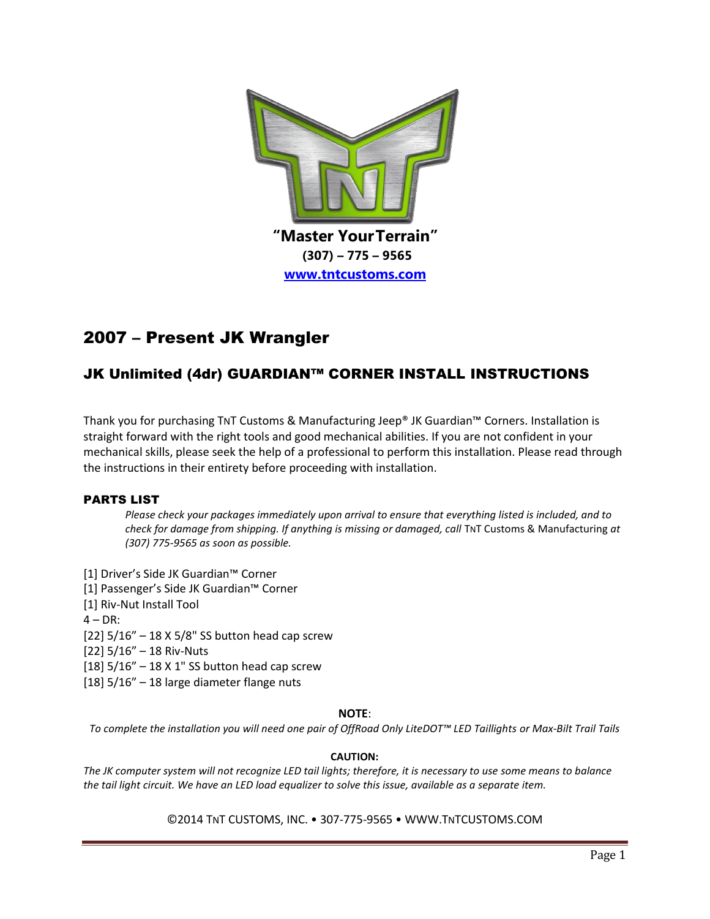"Master YourTerrain"

**(307) – 775 – 9565**

**[www.tntcustoms.com](http://www.tntcustoms.com)**

# 2007 – Present JK Wrangler

## JK Unlimited (4dr) GUARDIAN™ CORNER INSTALL INSTRUCTIONS

Thank you for purchasing TNT Customs & Manufacturing Jeep® JK Guardian™ Corners. Installation is straight forward with the right tools and good mechanical abilities. If you are not confident in your mechanical skills, please seek the help of a professional to perform this installation. Please read through the instructions in their entirety before proceeding with installation.

### PARTS LIST

*Please check your packages immediately upon arrival to ensure that everything listed is included, and to check for damage from shipping. If anything is missing or damaged, call* TNT Customs & Manufacturing *at (307) 775-9565 as soon as possible.*

[1] Driver's Side JK Guardian™ Corner
[1] Passenger's Side JK Guardian™ Corner
[1] Riv-Nut Install Tool
4 – DR:
[22] 5/16" – 18 X 5/8" SS button head cap screw
[22] 5/16" – 18 Riv-Nuts
[18] 5/16" – 18 X 1" SS button head cap screw
[18] 5/16" – 18 large diameter flange nuts

**NOTE**:

*To complete the installation you will need one pair of OffRoad Only LiteDOT™ LED Taillights or Max-Bilt Trail Tails*

**CAUTION:**

*The JK computer system will not recognize LED tail lights; therefore, it is necessary to use some means to balance the tail light circuit. We have an LED load equalizer to solve this issue, available as a separate item.*

©2014 TNT CUSTOMS, INC. • 307-775-9565 • WWW.TNTCUSTOMS.COM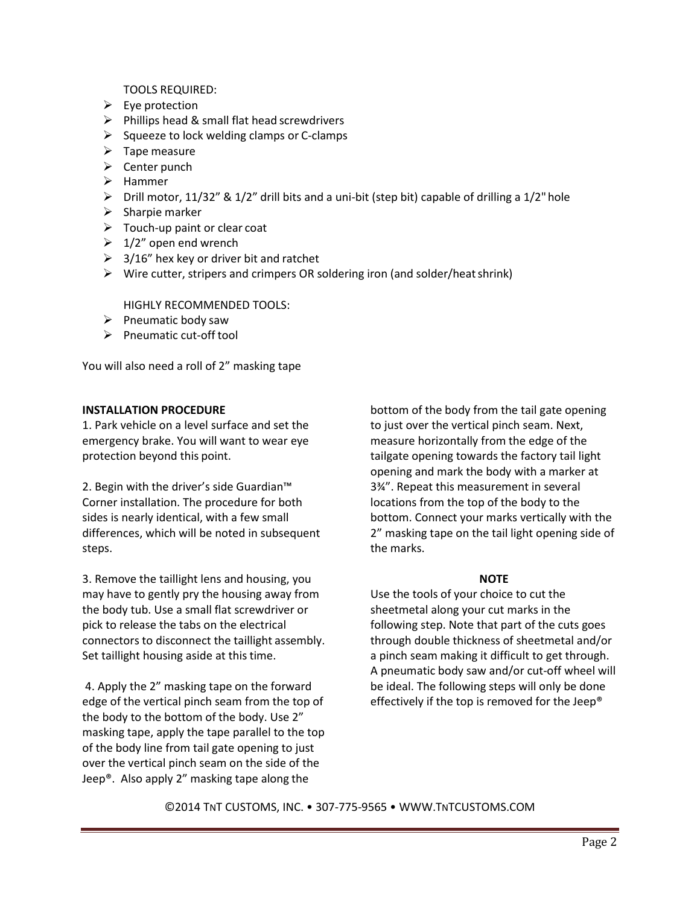TOOLS REQUIRED:

- Eye protection
- Phillips head & small flat head screwdrivers
- Squeeze to lock welding clamps or C-clamps
- Tape measure
- Center punch
- Hammer
- Drill motor, 11/32" & 1/2" drill bits and a uni-bit (step bit) capable of drilling a 1/2" hole
- Sharpie marker
- Touch-up paint or clear coat
- 1/2" open end wrench
- 3/16" hex key or driver bit and ratchet
- Wire cutter, stripers and crimpers OR soldering iron (and solder/heat shrink)

HIGHLY RECOMMENDED TOOLS:

- Pneumatic body saw
- Pneumatic cut-off tool

You will also need a roll of 2" masking tape

**INSTALLATION PROCEDURE**

1. Park vehicle on a level surface and set the emergency brake. You will want to wear eye protection beyond this point.

2. Begin with the driver's side Guardian™ Corner installation. The procedure for both sides is nearly identical, with a few small differences, which will be noted in subsequent steps.

3. Remove the taillight lens and housing, you may have to gently pry the housing away from the body tub. Use a small flat screwdriver or pick to release the tabs on the electrical connectors to disconnect the taillight assembly. Set taillight housing aside at this time.

4. Apply the 2" masking tape on the forward edge of the vertical pinch seam from the top of the body to the bottom of the body. Use 2" masking tape, apply the tape parallel to the top of the body line from tail gate opening to just over the vertical pinch seam on the side of the Jeep®. Also apply 2" masking tape along the bottom of the body from the tail gate opening to just over the vertical pinch seam. Next, measure horizontally from the edge of the tailgate opening towards the factory tail light opening and mark the body with a marker at 3¾". Repeat this measurement in several locations from the top of the body to the bottom. Connect your marks vertically with the 2" masking tape on the tail light opening side of the marks.

**NOTE**

Use the tools of your choice to cut the sheetmetal along your cut marks in the following step. Note that part of the cuts goes through double thickness of sheetmetal and/or a pinch seam making it difficult to get through. A pneumatic body saw and/or cut-off wheel will be ideal. The following steps will only be done effectively if the top is removed for the Jeep®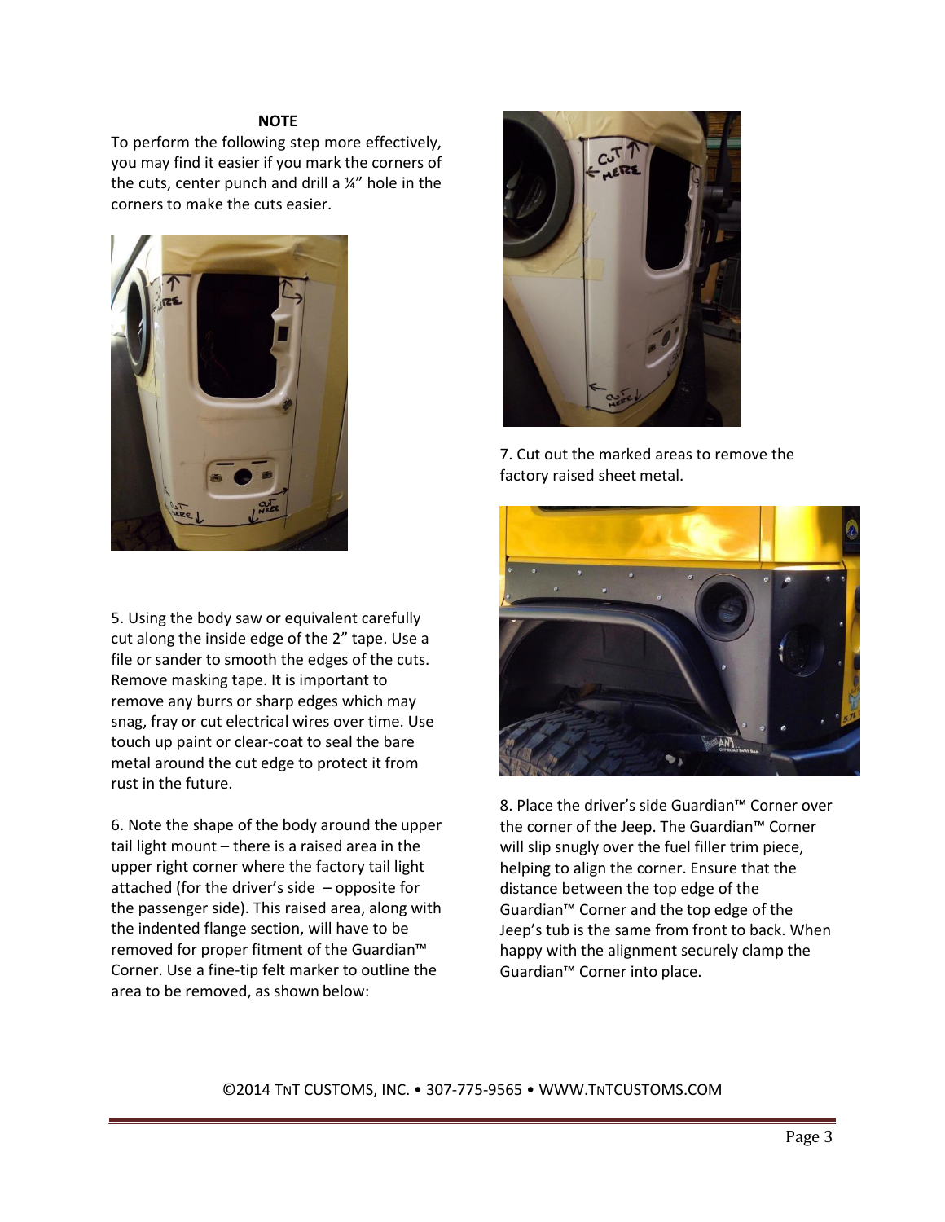**NOTE**

To perform the following step more effectively, you may find it easier if you mark the corners of the cuts, center punch and drill a ¼" hole in the corners to make the cuts easier.

5. Using the body saw or equivalent carefully cut along the inside edge of the 2" tape. Use a file or sander to smooth the edges of the cuts. Remove masking tape. It is important to remove any burrs or sharp edges which may snag, fray or cut electrical wires over time. Use touch up paint or clear-coat to seal the bare metal around the cut edge to protect it from rust in the future.

6. Note the shape of the body around the upper tail light mount – there is a raised area in the upper right corner where the factory tail light attached (for the driver's side – opposite for the passenger side). This raised area, along with the indented flange section, will have to be removed for proper fitment of the Guardian™ Corner. Use a fine-tip felt marker to outline the area to be removed, as shown below:

7. Cut out the marked areas to remove the factory raised sheet metal.

8. Place the driver's side Guardian™ Corner over the corner of the Jeep. The Guardian™ Corner will slip snugly over the fuel filler trim piece, helping to align the corner. Ensure that the distance between the top edge of the Guardian™ Corner and the top edge of the Jeep's tub is the same from front to back. When happy with the alignment securely clamp the Guardian™ Corner into place.

©2014 TNT CUSTOMS, INC. • 307-775-9565 • WWW.TNTCUSTOMS.COM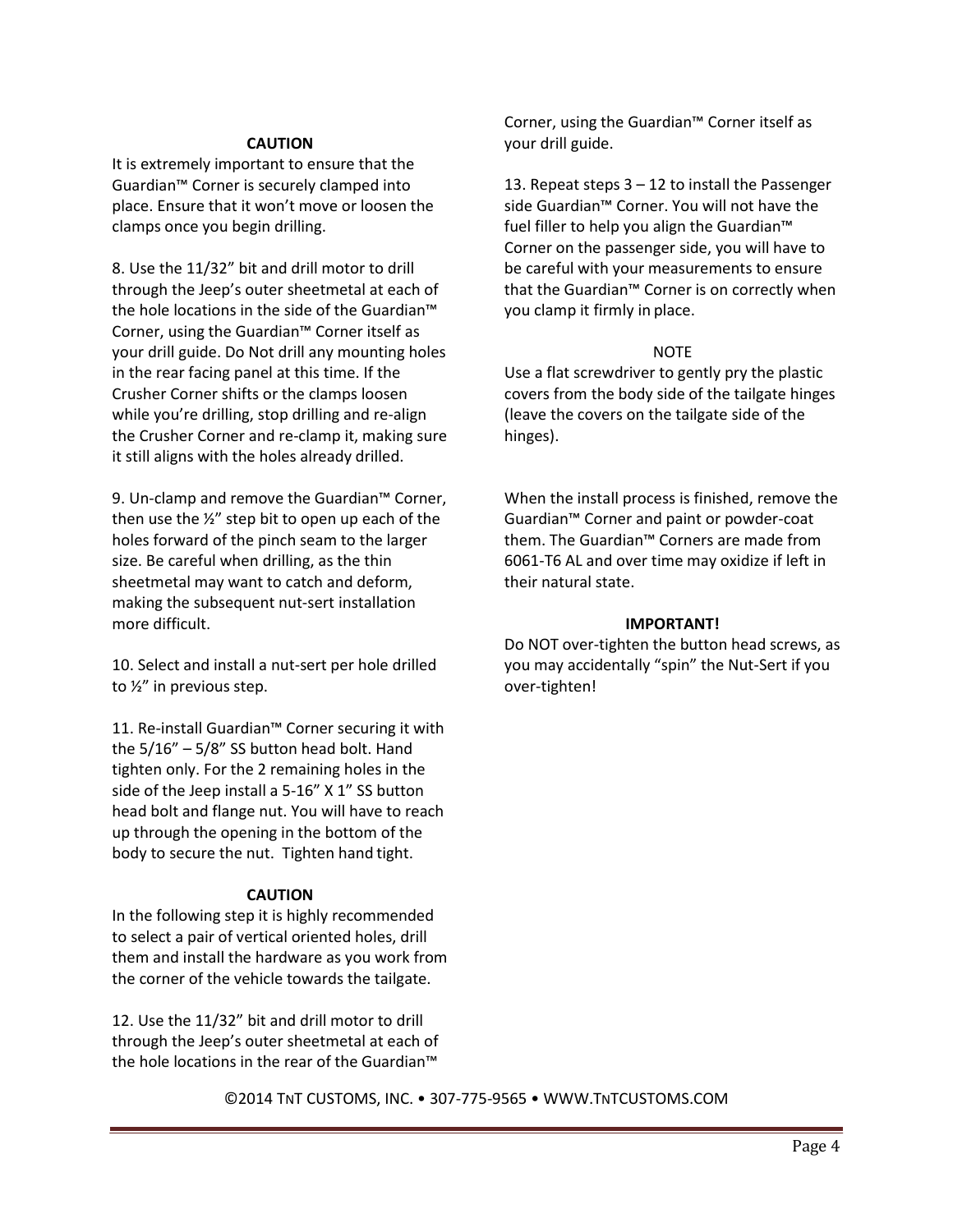**CAUTION**

It is extremely important to ensure that the Guardian™ Corner is securely clamped into place. Ensure that it won't move or loosen the clamps once you begin drilling.

8. Use the 11/32" bit and drill motor to drill through the Jeep's outer sheetmetal at each of the hole locations in the side of the Guardian™ Corner, using the Guardian™ Corner itself as your drill guide. Do Not drill any mounting holes in the rear facing panel at this time. If the Crusher Corner shifts or the clamps loosen while you're drilling, stop drilling and re-align the Crusher Corner and re-clamp it, making sure it still aligns with the holes already drilled.

9. Un-clamp and remove the Guardian™ Corner, then use the ½" step bit to open up each of the holes forward of the pinch seam to the larger size. Be careful when drilling, as the thin sheetmetal may want to catch and deform, making the subsequent nut-sert installation more difficult.

10. Select and install a nut-sert per hole drilled to ½" in previous step.

11. Re-install Guardian™ Corner securing it with the 5/16" – 5/8" SS button head bolt. Hand tighten only. For the 2 remaining holes in the side of the Jeep install a 5-16" X 1" SS button head bolt and flange nut. You will have to reach up through the opening in the bottom of the body to secure the nut. Tighten hand tight.

**CAUTION**

In the following step it is highly recommended to select a pair of vertical oriented holes, drill them and install the hardware as you work from the corner of the vehicle towards the tailgate.

12. Use the 11/32" bit and drill motor to drill through the Jeep's outer sheetmetal at each of the hole locations in the rear of the Guardian™ Corner, using the Guardian™ Corner itself as your drill guide.

13. Repeat steps 3 – 12 to install the Passenger side Guardian™ Corner. You will not have the fuel filler to help you align the Guardian™ Corner on the passenger side, you will have to be careful with your measurements to ensure that the Guardian™ Corner is on correctly when you clamp it firmly in place.

NOTE

Use a flat screwdriver to gently pry the plastic covers from the body side of the tailgate hinges (leave the covers on the tailgate side of the hinges).

When the install process is finished, remove the Guardian™ Corner and paint or powder-coat them. The Guardian™ Corners are made from 6061-T6 AL and over time may oxidize if left in their natural state.

**IMPORTANT!**

Do NOT over-tighten the button head screws, as you may accidentally "spin" the Nut-Sert if you over-tighten!

©2014 TNT CUSTOMS, INC. • 307-775-9565 • WWW.TNTCUSTOMS.COM